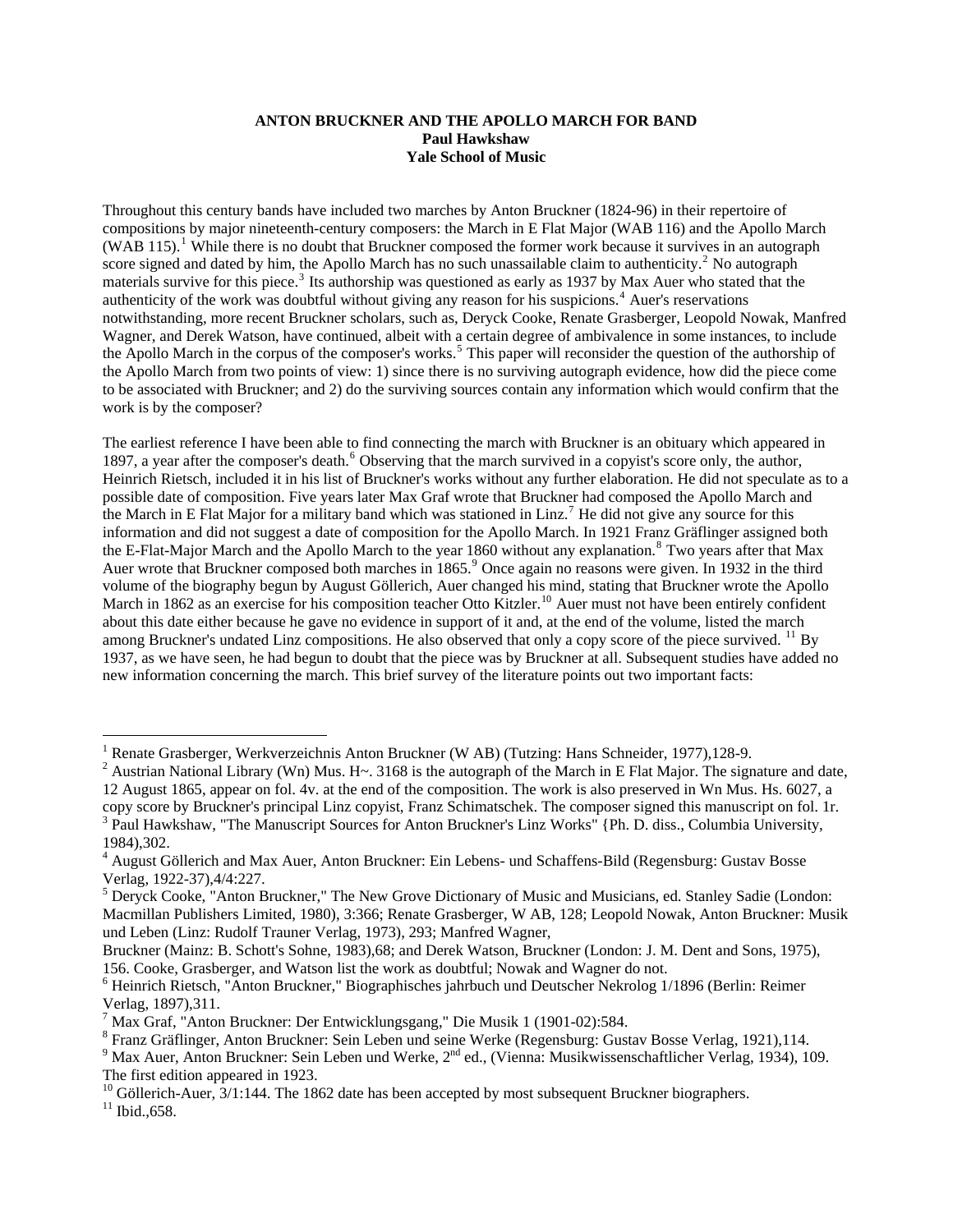**ANTON BRUCKNER AND THE APOLLO MARCH FOR BAND**
**Paul Hawkshaw**
**Yale School of Music**

Throughout this century bands have included two marches by Anton Bruckner (1824-96) in their repertoire of compositions by major nineteenth-century composers: the March in E Flat Major (WAB 116) and the Apollo March (WAB 115).[1] While there is no doubt that Bruckner composed the former work because it survives in an autograph score signed and dated by him, the Apollo March has no such unassailable claim to authenticity.[2] No autograph materials survive for this piece.[3] Its authorship was questioned as early as 1937 by Max Auer who stated that the authenticity of the work was doubtful without giving any reason for his suspicions.[4] Auer's reservations notwithstanding, more recent Bruckner scholars, such as, Deryck Cooke, Renate Grasberger, Leopold Nowak, Manfred Wagner, and Derek Watson, have continued, albeit with a certain degree of ambivalence in some instances, to include the Apollo March in the corpus of the composer's works.[5] This paper will reconsider the question of the authorship of the Apollo March from two points of view: 1) since there is no surviving autograph evidence, how did the piece come to be associated with Bruckner; and 2) do the surviving sources contain any information which would confirm that the work is by the composer?

The earliest reference I have been able to find connecting the march with Bruckner is an obituary which appeared in 1897, a year after the composer's death.[6] Observing that the march survived in a copyist's score only, the author, Heinrich Rietsch, included it in his list of Bruckner's works without any further elaboration. He did not speculate as to a possible date of composition. Five years later Max Graf wrote that Bruckner had composed the Apollo March and the March in E Flat Major for a military band which was stationed in Linz.[7] He did not give any source for this information and did not suggest a date of composition for the Apollo March. In 1921 Franz Gräflinger assigned both the E-Flat-Major March and the Apollo March to the year 1860 without any explanation.[8] Two years after that Max Auer wrote that Bruckner composed both marches in 1865.[9] Once again no reasons were given. In 1932 in the third volume of the biography begun by August Göllerich, Auer changed his mind, stating that Bruckner wrote the Apollo March in 1862 as an exercise for his composition teacher Otto Kitzler.[10] Auer must not have been entirely confident about this date either because he gave no evidence in support of it and, at the end of the volume, listed the march among Bruckner's undated Linz compositions. He also observed that only a copy score of the piece survived. [11] By 1937, as we have seen, he had begun to doubt that the piece was by Bruckner at all. Subsequent studies have added no new information concerning the march. This brief survey of the literature points out two important facts:

---

[1] Renate Grasberger, Werkverzeichnis Anton Bruckner (W AB) (Tutzing: Hans Schneider, 1977),128-9.

[2] Austrian National Library (Wn) Mus. H~. 3168 is the autograph of the March in E Flat Major. The signature and date, 12 August 1865, appear on fol. 4v. at the end of the composition. The work is also preserved in Wn Mus. Hs. 6027, a copy score by Bruckner's principal Linz copyist, Franz Schimatschek. The composer signed this manuscript on fol. 1r.

[3] Paul Hawkshaw, "The Manuscript Sources for Anton Bruckner's Linz Works" {Ph. D. diss., Columbia University, 1984),302.

[4] August Göllerich and Max Auer, Anton Bruckner: Ein Lebens- und Schaffens-Bild (Regensburg: Gustav Bosse Verlag, 1922-37),4/4:227.

[5] Deryck Cooke, "Anton Bruckner," The New Grove Dictionary of Music and Musicians, ed. Stanley Sadie (London: Macmillan Publishers Limited, 1980), 3:366; Renate Grasberger, W AB, 128; Leopold Nowak, Anton Bruckner: Musik und Leben (Linz: Rudolf Trauner Verlag, 1973), 293; Manfred Wagner, Bruckner (Mainz: B. Schott's Sohne, 1983),68; and Derek Watson, Bruckner (London: J. M. Dent and Sons, 1975), 156. Cooke, Grasberger, and Watson list the work as doubtful; Nowak and Wagner do not.

[6] Heinrich Rietsch, "Anton Bruckner," Biographisches jahrbuch und Deutscher Nekrolog 1/1896 (Berlin: Reimer Verlag, 1897),311.

[7] Max Graf, "Anton Bruckner: Der Entwicklungsgang," Die Musik 1 (1901-02):584.

[8] Franz Gräflinger, Anton Bruckner: Sein Leben und seine Werke (Regensburg: Gustav Bosse Verlag, 1921),114.

[9] Max Auer, Anton Bruckner: Sein Leben und Werke, 2nd ed., (Vienna: Musikwissenschaftlicher Verlag, 1934), 109. The first edition appeared in 1923.

[10] Göllerich-Auer, 3/1:144. The 1862 date has been accepted by most subsequent Bruckner biographers.

[11] Ibid.,658.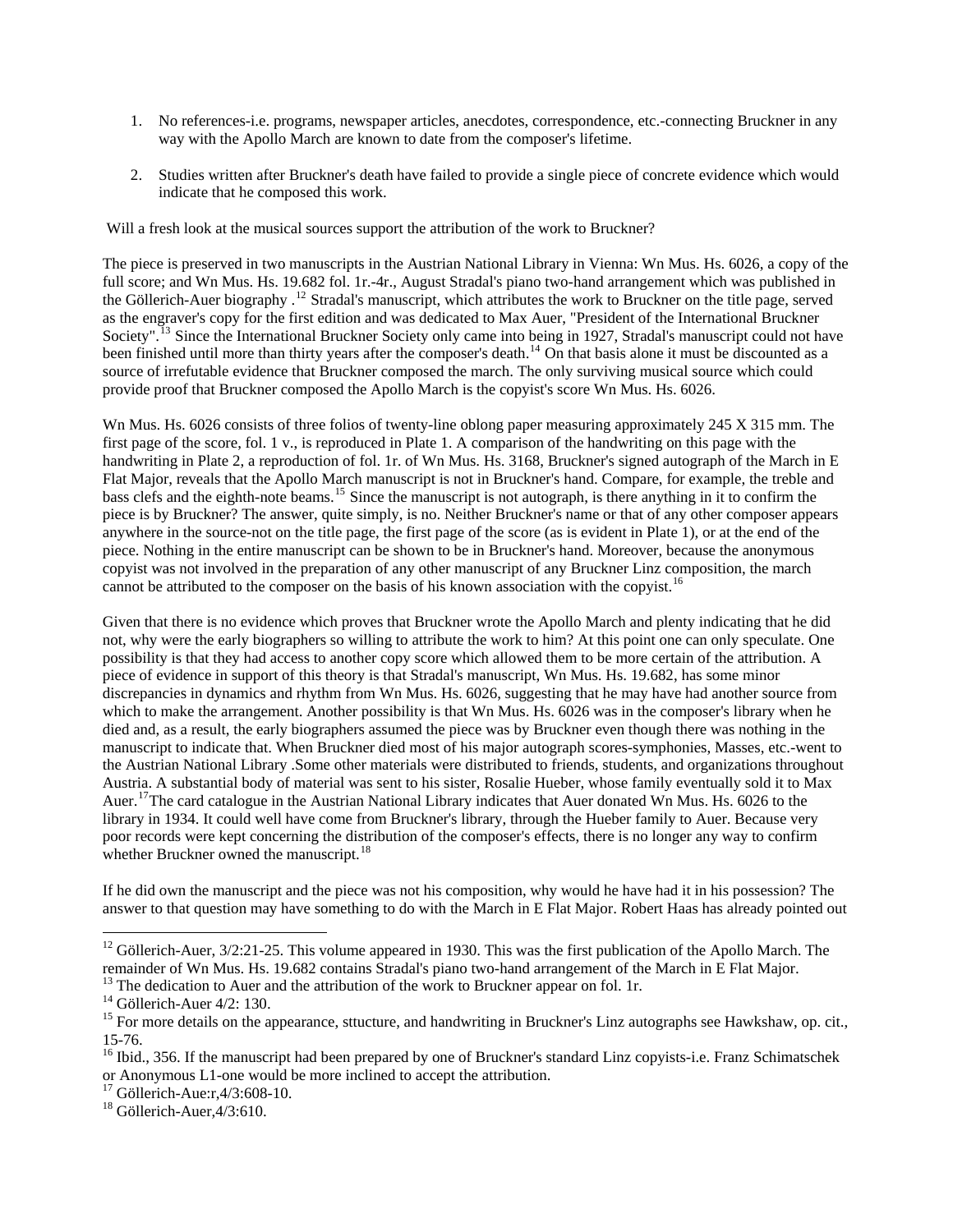1. No references-i.e. programs, newspaper articles, anecdotes, correspondence, etc.-connecting Bruckner in any way with the Apollo March are known to date from the composer's lifetime.

2. Studies written after Bruckner's death have failed to provide a single piece of concrete evidence which would indicate that he composed this work.

Will a fresh look at the musical sources support the attribution of the work to Bruckner?

The piece is preserved in two manuscripts in the Austrian National Library in Vienna: Wn Mus. Hs. 6026, a copy of the full score; and Wn Mus. Hs. 19.682 fol. 1r.-4r., August Stradal's piano two-hand arrangement which was published in the Göllerich-Auer biography .[12] Stradal's manuscript, which attributes the work to Bruckner on the title page, served as the engraver's copy for the first edition and was dedicated to Max Auer, "President of the International Bruckner Society".[13] Since the International Bruckner Society only came into being in 1927, Stradal's manuscript could not have been finished until more than thirty years after the composer's death.[14] On that basis alone it must be discounted as a source of irrefutable evidence that Bruckner composed the march. The only surviving musical source which could provide proof that Bruckner composed the Apollo March is the copyist's score Wn Mus. Hs. 6026.

Wn Mus. Hs. 6026 consists of three folios of twenty-line oblong paper measuring approximately 245 X 315 mm. The first page of the score, fol. 1 v., is reproduced in Plate 1. A comparison of the handwriting on this page with the handwriting in Plate 2, a reproduction of fol. 1r. of Wn Mus. Hs. 3168, Bruckner's signed autograph of the March in E Flat Major, reveals that the Apollo March manuscript is not in Bruckner's hand. Compare, for example, the treble and bass clefs and the eighth-note beams.[15] Since the manuscript is not autograph, is there anything in it to confirm the piece is by Bruckner? The answer, quite simply, is no. Neither Bruckner's name or that of any other composer appears anywhere in the source-not on the title page, the first page of the score (as is evident in Plate 1), or at the end of the piece. Nothing in the entire manuscript can be shown to be in Bruckner's hand. Moreover, because the anonymous copyist was not involved in the preparation of any other manuscript of any Bruckner Linz composition, the march cannot be attributed to the composer on the basis of his known association with the copyist.[16]

Given that there is no evidence which proves that Bruckner wrote the Apollo March and plenty indicating that he did not, why were the early biographers so willing to attribute the work to him? At this point one can only speculate. One possibility is that they had access to another copy score which allowed them to be more certain of the attribution. A piece of evidence in support of this theory is that Stradal's manuscript, Wn Mus. Hs. 19.682, has some minor discrepancies in dynamics and rhythm from Wn Mus. Hs. 6026, suggesting that he may have had another source from which to make the arrangement. Another possibility is that Wn Mus. Hs. 6026 was in the composer's library when he died and, as a result, the early biographers assumed the piece was by Bruckner even though there was nothing in the manuscript to indicate that. When Bruckner died most of his major autograph scores-symphonies, Masses, etc.-went to the Austrian National Library .Some other materials were distributed to friends, students, and organizations throughout Austria. A substantial body of material was sent to his sister, Rosalie Hueber, whose family eventually sold it to Max Auer.[17]The card catalogue in the Austrian National Library indicates that Auer donated Wn Mus. Hs. 6026 to the library in 1934. It could well have come from Bruckner's library, through the Hueber family to Auer. Because very poor records were kept concerning the distribution of the composer's effects, there is no longer any way to confirm whether Bruckner owned the manuscript.[18]

If he did own the manuscript and the piece was not his composition, why would he have had it in his possession? The answer to that question may have something to do with the March in E Flat Major. Robert Haas has already pointed out

---

[12] Göllerich-Auer, 3/2:21-25. This volume appeared in 1930. This was the first publication of the Apollo March. The remainder of Wn Mus. Hs. 19.682 contains Stradal's piano two-hand arrangement of the March in E Flat Major.

[13] The dedication to Auer and the attribution of the work to Bruckner appear on fol. 1r.

[14] Göllerich-Auer 4/2: 130.

[15] For more details on the appearance, sttucture, and handwriting in Bruckner's Linz autographs see Hawkshaw, op. cit., 15-76.

[16] Ibid., 356. If the manuscript had been prepared by one of Bruckner's standard Linz copyists-i.e. Franz Schimatschek or Anonymous L1-one would be more inclined to accept the attribution.

[17] Göllerich-Aue:r,4/3:608-10.

[18] Göllerich-Auer,4/3:610.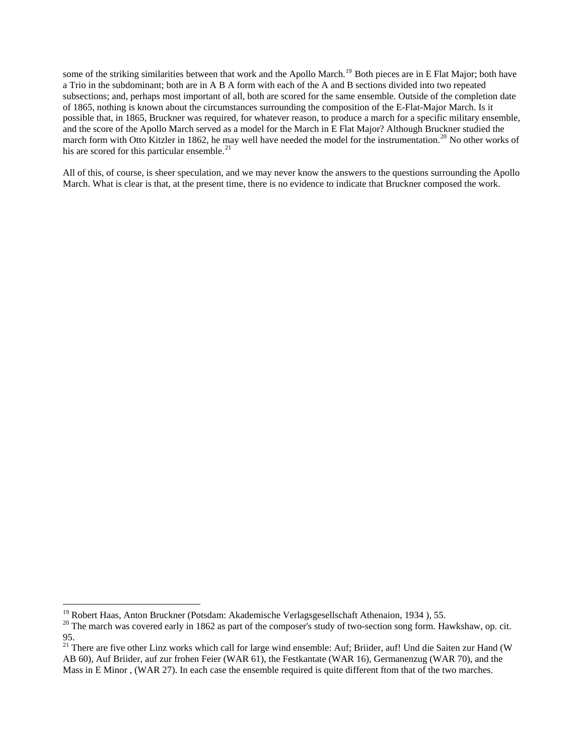some of the striking similarities between that work and the Apollo March.[19] Both pieces are in E Flat Major; both have a Trio in the subdominant; both are in A B A form with each of the A and B sections divided into two repeated subsections; and, perhaps most important of all, both are scored for the same ensemble. Outside of the completion date of 1865, nothing is known about the circumstances surrounding the composition of the E-Flat-Major March. Is it possible that, in 1865, Bruckner was required, for whatever reason, to produce a march for a specific military ensemble, and the score of the Apollo March served as a model for the March in E Flat Major? Although Bruckner studied the march form with Otto Kitzler in 1862, he may well have needed the model for the instrumentation.[20] No other works of his are scored for this particular ensemble.[21]

All of this, of course, is sheer speculation, and we may never know the answers to the questions surrounding the Apollo March. What is clear is that, at the present time, there is no evidence to indicate that Bruckner composed the work.

---

[19] Robert Haas, Anton Bruckner (Potsdam: Akademische Verlagsgesellschaft Athenaion, 1934 ), 55.

[20] The march was covered early in 1862 as part of the composer's study of two-section song form. Hawkshaw, op. cit. 95.

[21] There are five other Linz works which call for large wind ensemble: Auf; Briider, auf! Und die Saiten zur Hand (W AB 60), Auf Briider, auf zur frohen Feier (WAR 61), the Festkantate (WAR 16), Germanenzug (WAR 70), and the Mass in E Minor , (WAR 27). In each case the ensemble required is quite different ftom that of the two marches.